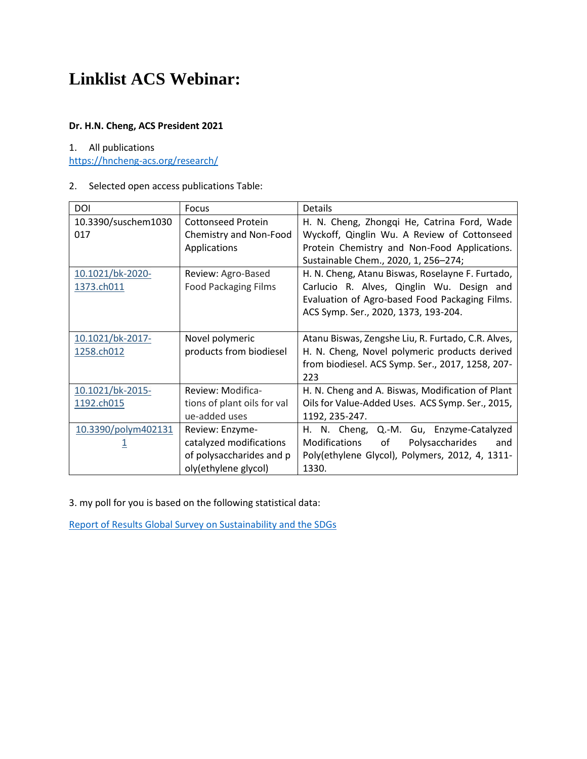# Linklist ACS Webinar:

**Dr. H.N. Cheng, ACS President 2021**

1. All publications
[https://hncheng-acs.org/research/](https://hncheng-acs.org/research/)

2. Selected open access publications Table:

| DOI | Focus | Details |
|---|---|---|
| 10.3390/suschem1030017 | Cottonseed Protein Chemistry and Non-Food Applications | H. N. Cheng, Zhongqi He, Catrina Ford, Wade Wyckoff, Qinglin Wu. A Review of Cottonseed Protein Chemistry and Non-Food Applications. Sustainable Chem., 2020, 1, 256–274; |
| 10.1021/bk-2020-1373.ch011 | Review: Agro-Based Food Packaging Films | H. N. Cheng, Atanu Biswas, Roselayne F. Furtado, Carlucio R. Alves, Qinglin Wu. Design and Evaluation of Agro-based Food Packaging Films. ACS Symp. Ser., 2020, 1373, 193-204. |
| 10.1021/bk-2017-1258.ch012 | Novel polymeric products from biodiesel | Atanu Biswas, Zengshe Liu, R. Furtado, C.R. Alves, H. N. Cheng, Novel polymeric products derived from biodiesel. ACS Symp. Ser., 2017, 1258, 207-223 |
| 10.1021/bk-2015-1192.ch015 | Review: Modifications of plant oils for value-added uses | H. N. Cheng and A. Biswas, Modification of Plant Oils for Value-Added Uses. ACS Symp. Ser., 2015, 1192, 235-247. |
| 10.3390/polym4021311 | Review: Enzyme-catalyzed modifications of polysaccharides and poly(ethylene glycol) | H. N. Cheng, Q.-M. Gu, Enzyme-Catalyzed Modifications of Polysaccharides and Poly(ethylene Glycol), Polymers, 2012, 4, 1311-1330. |

3. my poll for you is based on the following statistical data:

[Report of Results Global Survey on Sustainability and the SDGs]()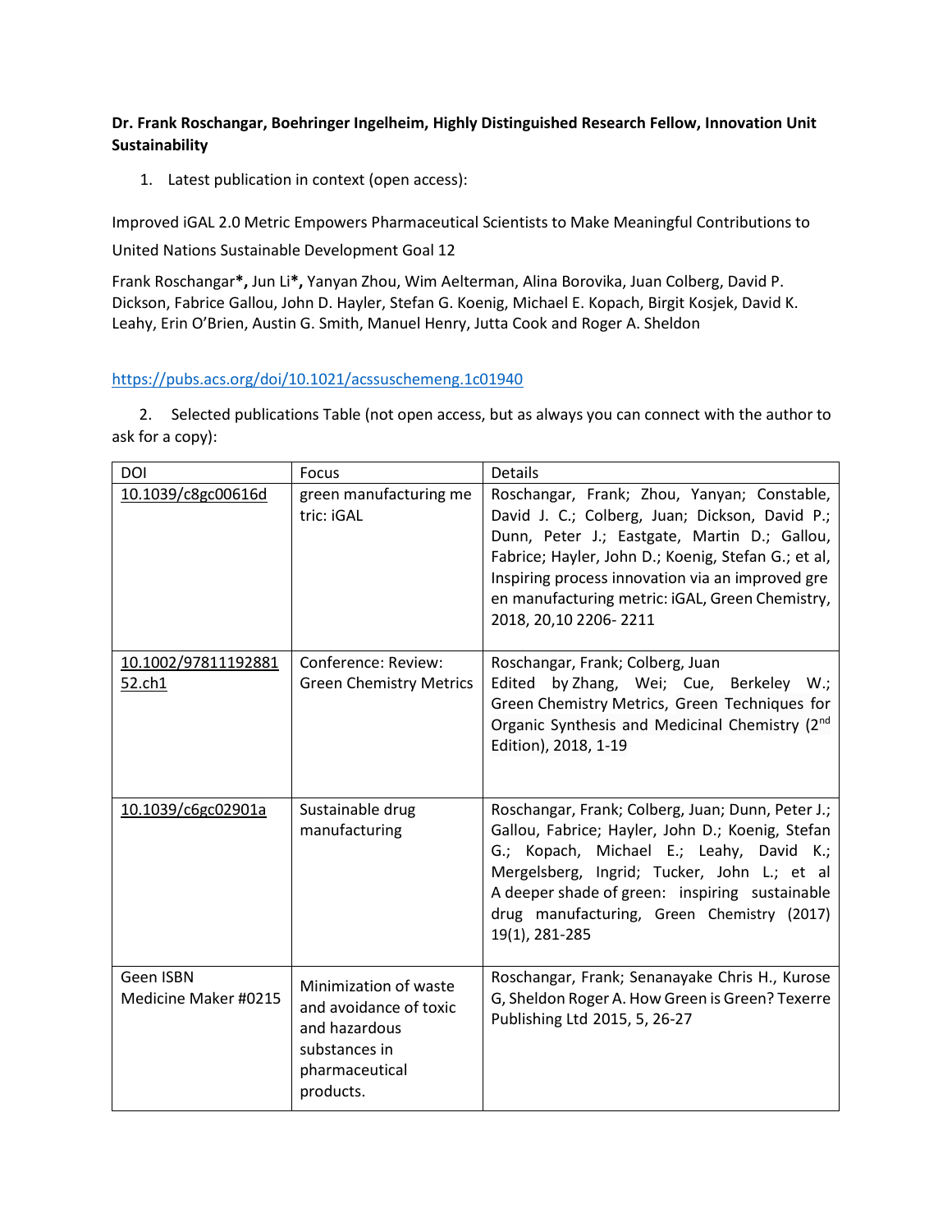**Dr. Frank Roschangar, Boehringer Ingelheim, Highly Distinguished Research Fellow, Innovation Unit Sustainability**

1. Latest publication in context (open access):

Improved iGAL 2.0 Metric Empowers Pharmaceutical Scientists to Make Meaningful Contributions to United Nations Sustainable Development Goal 12

Frank Roschangar**\***, Jun Li**\***, Yanyan Zhou, Wim Aelterman, Alina Borovika, Juan Colberg, David P. Dickson, Fabrice Gallou, John D. Hayler, Stefan G. Koenig, Michael E. Kopach, Birgit Kosjek, David K. Leahy, Erin O'Brien, Austin G. Smith, Manuel Henry, Jutta Cook and Roger A. Sheldon

https://pubs.acs.org/doi/10.1021/acssuschemeng.1c01940

2. Selected publications Table (not open access, but as always you can connect with the author to ask for a copy):

| DOI | Focus | Details |
|---|---|---|
| 10.1039/c8gc00616d | green manufacturing metric: iGAL | Roschangar, Frank; Zhou, Yanyan; Constable, David J. C.; Colberg, Juan; Dickson, David P.; Dunn, Peter J.; Eastgate, Martin D.; Gallou, Fabrice; Hayler, John D.; Koenig, Stefan G.; et al, Inspiring process innovation via an improved green manufacturing metric: iGAL, Green Chemistry, 2018, 20,10 2206- 2211 |
| 10.1002/9781119288152.ch1 | Conference: Review: Green Chemistry Metrics | Roschangar, Frank; Colberg, Juan Edited by Zhang, Wei; Cue, Berkeley W.; Green Chemistry Metrics, Green Techniques for Organic Synthesis and Medicinal Chemistry (2nd Edition), 2018, 1-19 |
| 10.1039/c6gc02901a | Sustainable drug manufacturing | Roschangar, Frank; Colberg, Juan; Dunn, Peter J.; Gallou, Fabrice; Hayler, John D.; Koenig, Stefan G.; Kopach, Michael E.; Leahy, David K.; Mergelsberg, Ingrid; Tucker, John L.; et al A deeper shade of green: inspiring sustainable drug manufacturing, Green Chemistry (2017) 19(1), 281-285 |
| Geen ISBN Medicine Maker #0215 | Minimization of waste and avoidance of toxic and hazardous substances in pharmaceutical products. | Roschangar, Frank; Senanayake Chris H., Kurose G, Sheldon Roger A. How Green is Green? Texerre Publishing Ltd 2015, 5, 26-27 |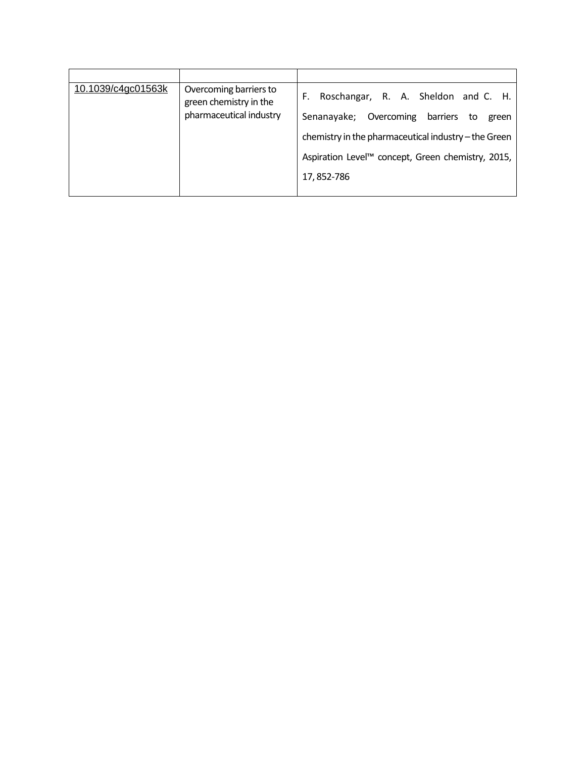| | | |
|---|---|---|
| 10.1039/c4gc01563k | Overcoming barriers to green chemistry in the pharmaceutical industry | F. Roschangar, R. A. Sheldon and C. H. Senanayake; Overcoming barriers to green chemistry in the pharmaceutical industry – the Green Aspiration Level™ concept, Green chemistry, 2015, 17, 852-786 |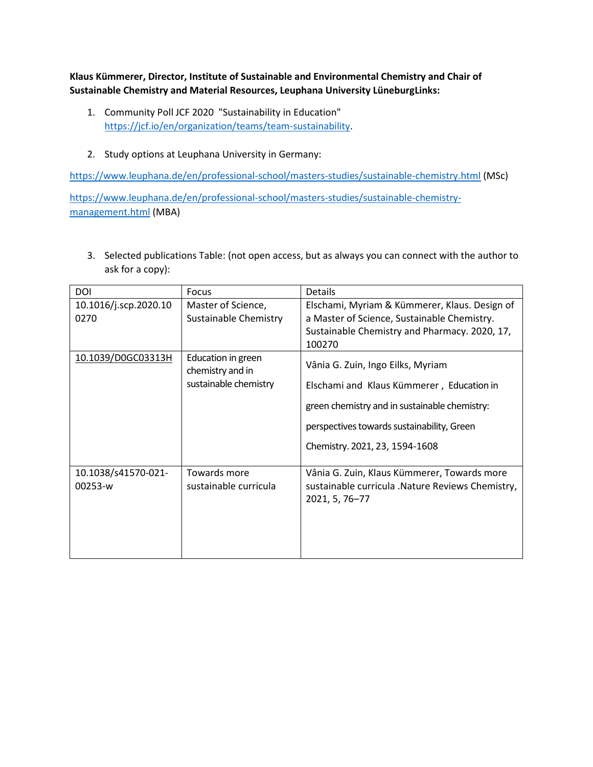**Klaus Kümmerer, Director, Institute of Sustainable and Environmental Chemistry and Chair of Sustainable Chemistry and Material Resources, Leuphana University LüneburgLinks:**

1. Community Poll JCF 2020 "Sustainability in Education" https://jcf.io/en/organization/teams/team-sustainability.

2. Study options at Leuphana University in Germany:

https://www.leuphana.de/en/professional-school/masters-studies/sustainable-chemistry.html (MSc)

https://www.leuphana.de/en/professional-school/masters-studies/sustainable-chemistry-management.html (MBA)

3. Selected publications Table: (not open access, but as always you can connect with the author to ask for a copy):

| DOI | Focus | Details |
| --- | --- | --- |
| 10.1016/j.scp.2020.100270 | Master of Science, Sustainable Chemistry | Elschami, Myriam & Kümmerer, Klaus. Design of a Master of Science, Sustainable Chemistry. Sustainable Chemistry and Pharmacy. 2020, 17, 100270 |
| 10.1039/D0GC03313H | Education in green chemistry and in sustainable chemistry | Vânia G. Zuin, Ingo Eilks, Myriam Elschami and Klaus Kümmerer , Education in green chemistry and in sustainable chemistry: perspectives towards sustainability, Green Chemistry. 2021, 23, 1594-1608 |
| 10.1038/s41570-021-00253-w | Towards more sustainable curricula | Vânia G. Zuin, Klaus Kümmerer, Towards more sustainable curricula .Nature Reviews Chemistry, 2021, 5, 76–77 |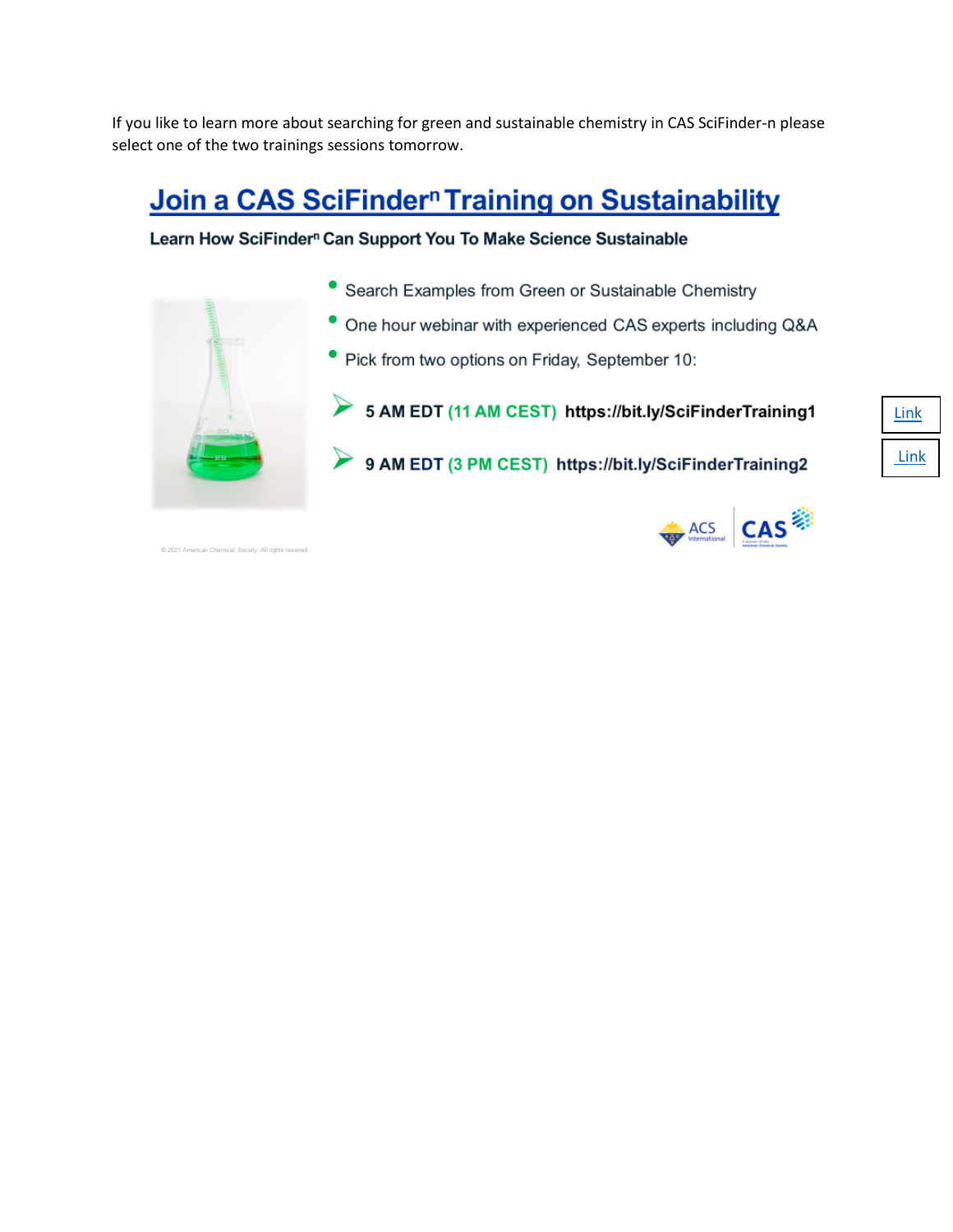If you like to learn more about searching for green and sustainable chemistry in CAS SciFinder-n please select one of the two trainings sessions tomorrow.

# Join a CAS SciFinder$^{n}$ Training on Sustainability

**Learn How SciFinder$^{n}$ Can Support You To Make Science Sustainable**

- Search Examples from Green or Sustainable Chemistry
- One hour webinar with experienced CAS experts including Q&A
- Pick from two options on Friday, September 10:

> **5 AM EDT (11 AM CEST) https://bit.ly/SciFinderTraining1** Link

> **9 AM EDT (3 PM CEST) https://bit.ly/SciFinderTraining2** Link

ACS International | CAS

© 2021 American Chemical Society. All rights reserved.